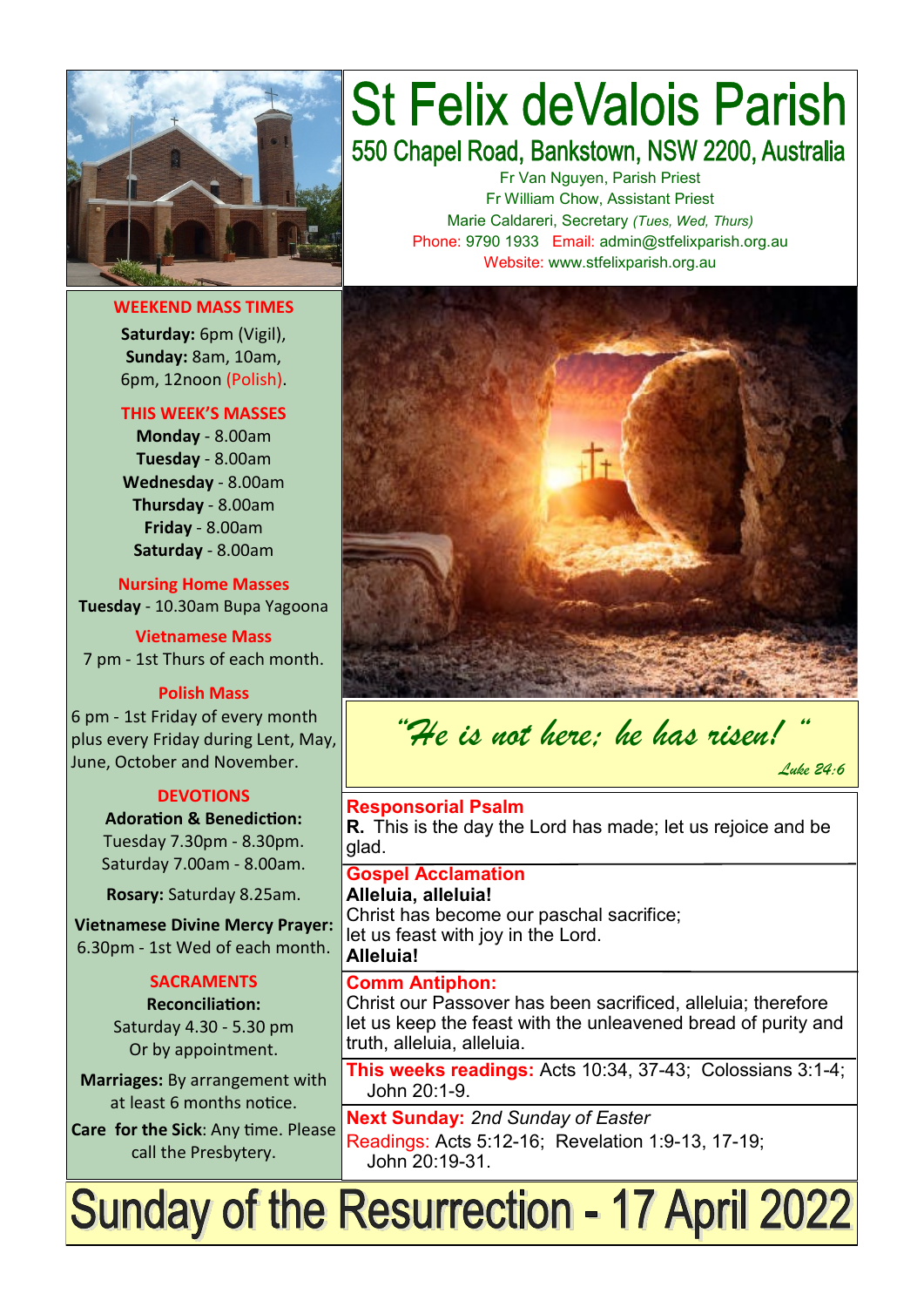# St Felix deValois Parish

## 550 Chapel Road, Bankstown, NSW 2200, Australia

Fr Van Nguyen, Parish Priest
Fr William Chow, Assistant Priest
Marie Caldareri, Secretary *(Tues, Wed, Thurs)*
Phone: 9790 1933 Email: admin@stfelixparish.org.au
Website: www.stfelixparish.org.au

### WEEKEND MASS TIMES

**Saturday:** 6pm (Vigil),
**Sunday:** 8am, 10am,
6pm, 12noon (Polish).

### THIS WEEK'S MASSES

**Monday** - 8.00am
**Tuesday** - 8.00am
**Wednesday** - 8.00am
**Thursday** - 8.00am
**Friday** - 8.00am
**Saturday** - 8.00am

### Nursing Home Masses

**Tuesday** - 10.30am Bupa Yagoona

### Vietnamese Mass

7 pm - 1st Thurs of each month.

### Polish Mass

6 pm - 1st Friday of every month plus every Friday during Lent, May, June, October and November.

### DEVOTIONS

**Adoration & Benediction:**
Tuesday 7.30pm - 8.30pm.
Saturday 7.00am - 8.00am.

**Rosary:** Saturday 8.25am.

**Vietnamese Divine Mercy Prayer:**
6.30pm - 1st Wed of each month.

### SACRAMENTS

**Reconciliation:**
Saturday 4.30 - 5.30 pm
Or by appointment.

**Marriages:** By arrangement with at least 6 months notice.

**Care for the Sick**: Any time. Please call the Presbytery.

*"He is not here; he has risen!"*

*Luke 24:6*

**Responsorial Psalm**
**R.** This is the day the Lord has made; let us rejoice and be glad.

**Gospel Acclamation**
**Alleluia, alleluia!**
Christ has become our paschal sacrifice;
let us feast with joy in the Lord.
**Alleluia!**

**Comm Antiphon:**
Christ our Passover has been sacrificed, alleluia; therefore let us keep the feast with the unleavened bread of purity and truth, alleluia, alleluia.

**This weeks readings:** Acts 10:34, 37-43; Colossians 3:1-4; John 20:1-9.

**Next Sunday:** *2nd Sunday of Easter*
Readings: Acts 5:12-16; Revelation 1:9-13, 17-19; John 20:19-31.

# Sunday of the Resurrection - 17 April 2022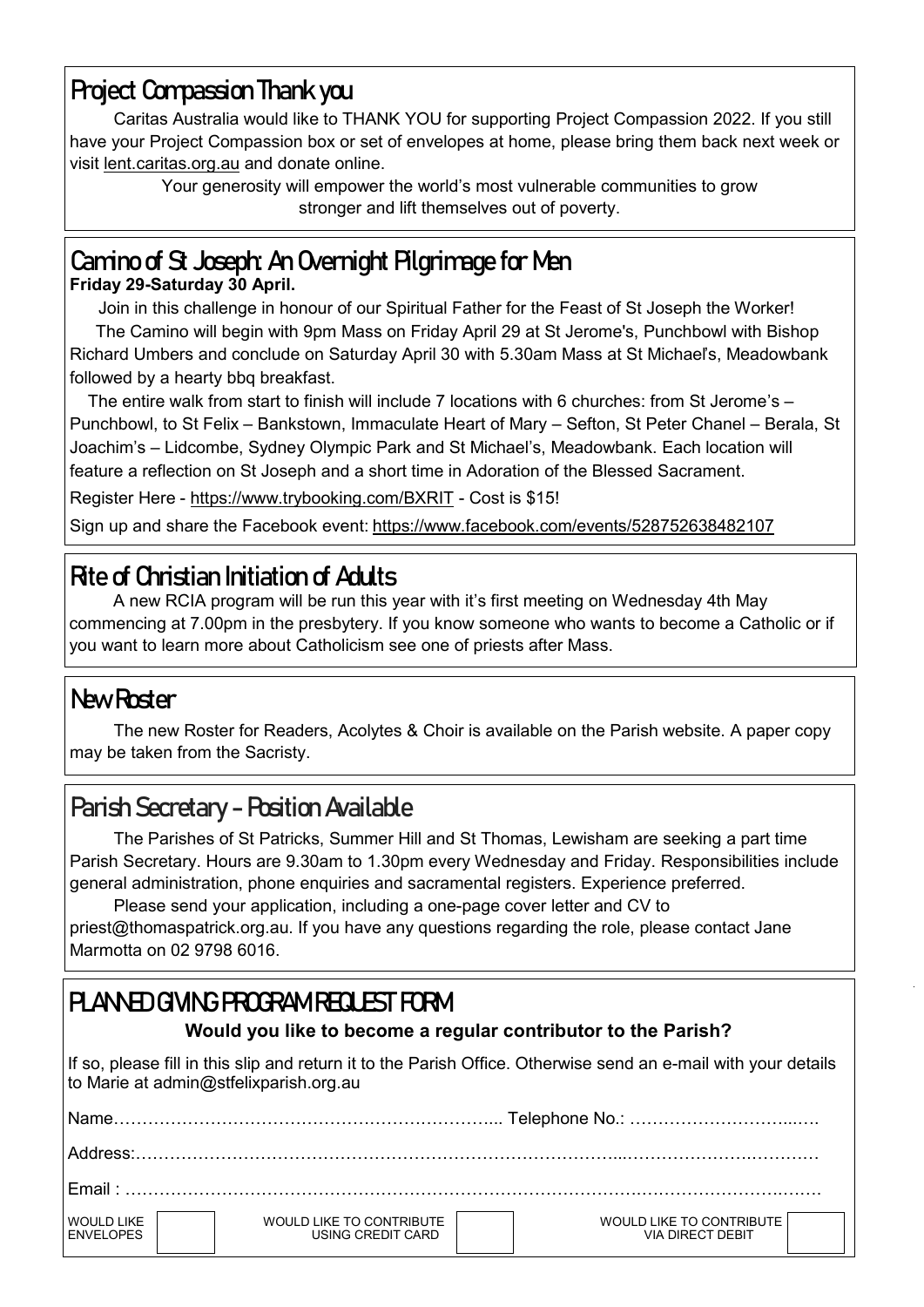## Project Compassion Thank you

Caritas Australia would like to THANK YOU for supporting Project Compassion 2022. If you still have your Project Compassion box or set of envelopes at home, please bring them back next week or visit lent.caritas.org.au and donate online.

Your generosity will empower the world's most vulnerable communities to grow stronger and lift themselves out of poverty.

## Camino of St Joseph: An Overnight Pilgrimage for Men

**Friday 29-Saturday 30 April.**

Join in this challenge in honour of our Spiritual Father for the Feast of St Joseph the Worker!

The Camino will begin with 9pm Mass on Friday April 29 at St Jerome's, Punchbowl with Bishop Richard Umbers and conclude on Saturday April 30 with 5.30am Mass at St Michael's, Meadowbank followed by a hearty bbq breakfast.

The entire walk from start to finish will include 7 locations with 6 churches: from St Jerome's – Punchbowl, to St Felix – Bankstown, Immaculate Heart of Mary – Sefton, St Peter Chanel – Berala, St Joachim's – Lidcombe, Sydney Olympic Park and St Michael's, Meadowbank. Each location will feature a reflection on St Joseph and a short time in Adoration of the Blessed Sacrament.

Register Here - https://www.trybooking.com/BXRIT - Cost is $15!

Sign up and share the Facebook event: https://www.facebook.com/events/528752638482107

## Rite of Christian Initiation of Adults

A new RCIA program will be run this year with it's first meeting on Wednesday 4th May commencing at 7.00pm in the presbytery. If you know someone who wants to become a Catholic or if you want to learn more about Catholicism see one of priests after Mass.

## New Roster

The new Roster for Readers, Acolytes & Choir is available on the Parish website. A paper copy may be taken from the Sacristy.

## Parish Secretary – Position Available

The Parishes of St Patricks, Summer Hill and St Thomas, Lewisham are seeking a part time Parish Secretary. Hours are 9.30am to 1.30pm every Wednesday and Friday. Responsibilities include general administration, phone enquiries and sacramental registers. Experience preferred.

Please send your application, including a one-page cover letter and CV to priest@thomaspatrick.org.au. If you have any questions regarding the role, please contact Jane Marmotta on 02 9798 6016.

## PLANNED GIVING PROGRAM REQUEST FORM

**Would you like to become a regular contributor to the Parish?**

If so, please fill in this slip and return it to the Parish Office. Otherwise send an e-mail with your details to Marie at admin@stfelixparish.org.au

Name………………………………………………………….... Telephone No.: …………………………..….

Address:…………………………………………………………………………...…………………….…………

Email : ……………………………………………………………………………….…………………….………

WOULD LIKE ENVELOPES ☐ WOULD LIKE TO CONTRIBUTE USING CREDIT CARD ☐ WOULD LIKE TO CONTRIBUTE VIA DIRECT DEBIT ☐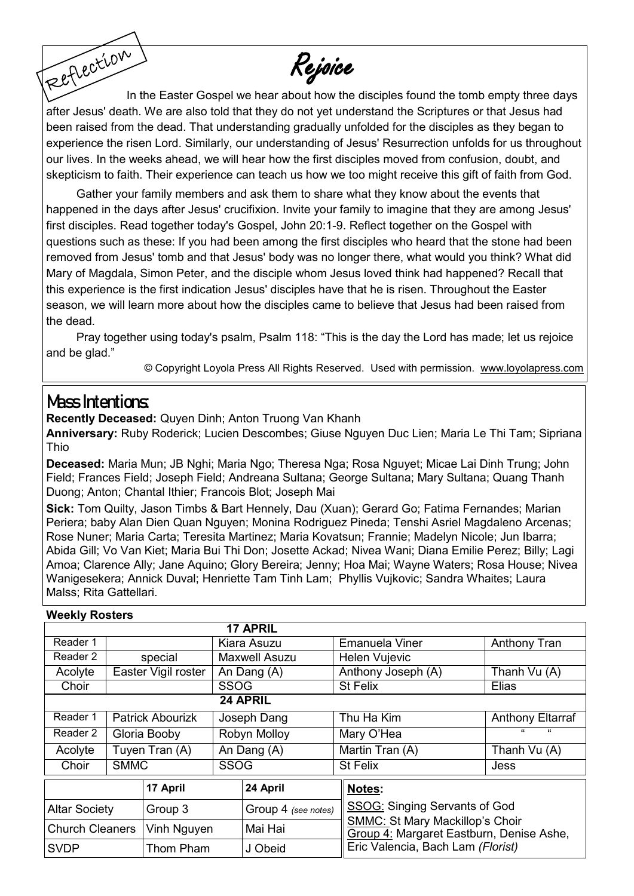Reflection

# Rejoice

In the Easter Gospel we hear about how the disciples found the tomb empty three days after Jesus' death. We are also told that they do not yet understand the Scriptures or that Jesus had been raised from the dead. That understanding gradually unfolded for the disciples as they began to experience the risen Lord. Similarly, our understanding of Jesus' Resurrection unfolds for us throughout our lives. In the weeks ahead, we will hear how the first disciples moved from confusion, doubt, and skepticism to faith. Their experience can teach us how we too might receive this gift of faith from God.

Gather your family members and ask them to share what they know about the events that happened in the days after Jesus' crucifixion. Invite your family to imagine that they are among Jesus' first disciples. Read together today's Gospel, John 20:1-9. Reflect together on the Gospel with questions such as these: If you had been among the first disciples who heard that the stone had been removed from Jesus' tomb and that Jesus' body was no longer there, what would you think? What did Mary of Magdala, Simon Peter, and the disciple whom Jesus loved think had happened? Recall that this experience is the first indication Jesus' disciples have that he is risen. Throughout the Easter season, we will learn more about how the disciples came to believe that Jesus had been raised from the dead.

Pray together using today's psalm, Psalm 118: "This is the day the Lord has made; let us rejoice and be glad."

© Copyright Loyola Press All Rights Reserved. Used with permission. www.loyolapress.com

## Mass Intentions:

**Recently Deceased:** Quyen Dinh; Anton Truong Van Khanh

**Anniversary:** Ruby Roderick; Lucien Descombes; Giuse Nguyen Duc Lien; Maria Le Thi Tam; Sipriana Thio

**Deceased:** Maria Mun; JB Nghi; Maria Ngo; Theresa Nga; Rosa Nguyet; Micae Lai Dinh Trung; John Field; Frances Field; Joseph Field; Andreana Sultana; George Sultana; Mary Sultana; Quang Thanh Duong; Anton; Chantal Ithier; Francois Blot; Joseph Mai

**Sick:** Tom Quilty, Jason Timbs & Bart Hennely, Dau (Xuan); Gerard Go; Fatima Fernandes; Marian Periera; baby Alan Dien Quan Nguyen; Monina Rodriguez Pineda; Tenshi Asriel Magdaleno Arcenas; Rose Nuner; Maria Carta; Teresita Martinez; Maria Kovatsun; Frannie; Madelyn Nicole; Jun Ibarra; Abida Gill; Vo Van Kiet; Maria Bui Thi Don; Josette Ackad; Nivea Wani; Diana Emilie Perez; Billy; Lagi Amoa; Clarence Ally; Jane Aquino; Glory Bereira; Jenny; Hoa Mai; Wayne Waters; Rosa House; Nivea Wanigesekera; Annick Duval; Henriette Tam Tinh Lam; Phyllis Vujkovic; Sandra Whaites; Laura Malss; Rita Gattellari.

**Weekly Rosters**

| | | **17 APRIL** | | |
|---|---|---|---|---|
| Reader 1 | | Kiara Asuzu | Emanuela Viner | Anthony Tran |
| Reader 2 | special | Maxwell Asuzu | Helen Vujevic | |
| Acolyte | Easter Vigil roster | An Dang (A) | Anthony Joseph (A) | Thanh Vu (A) |
| Choir | | SSOG | St Felix | Elias |
| | | **24 APRIL** | | |
| Reader 1 | Patrick Abourizk | Joseph Dang | Thu Ha Kim | Anthony Eltarraf |
| Reader 2 | Gloria Booby | Robyn Molloy | Mary O'Hea | " " |
| Acolyte | Tuyen Tran (A) | An Dang (A) | Martin Tran (A) | Thanh Vu (A) |
| Choir | SMMC | SSOG | St Felix | Jess |

| | 17 April | 24 April |
|---|---|---|
| Altar Society | Group 3 | Group 4 *(see notes)* |
| Church Cleaners | Vinh Nguyen | Mai Hai |
| SVDP | Thom Pham | J Obeid |

**Notes:**

SSOG: Singing Servants of God
SMMC: St Mary Mackillop's Choir
Group 4: Margaret Eastburn, Denise Ashe, Eric Valencia, Bach Lam *(Florist)*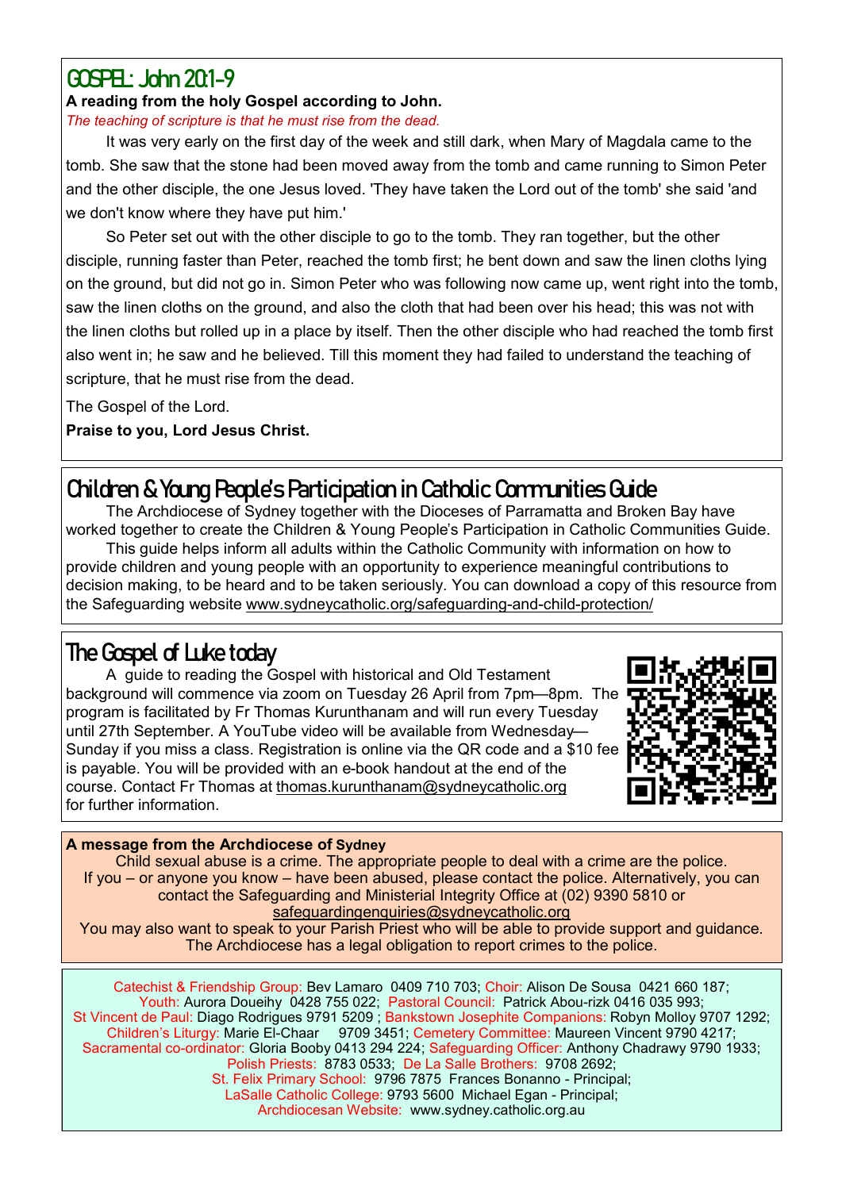## GOSPEL: John 20:1-9

**A reading from the holy Gospel according to John.**

*The teaching of scripture is that he must rise from the dead.*

It was very early on the first day of the week and still dark, when Mary of Magdala came to the tomb. She saw that the stone had been moved away from the tomb and came running to Simon Peter and the other disciple, the one Jesus loved. 'They have taken the Lord out of the tomb' she said 'and we don't know where they have put him.'

So Peter set out with the other disciple to go to the tomb. They ran together, but the other disciple, running faster than Peter, reached the tomb first; he bent down and saw the linen cloths lying on the ground, but did not go in. Simon Peter who was following now came up, went right into the tomb, saw the linen cloths on the ground, and also the cloth that had been over his head; this was not with the linen cloths but rolled up in a place by itself. Then the other disciple who had reached the tomb first also went in; he saw and he believed. Till this moment they had failed to understand the teaching of scripture, that he must rise from the dead.

The Gospel of the Lord.

**Praise to you, Lord Jesus Christ.**

## Children & Young People's Participation in Catholic Communities Guide

The Archdiocese of Sydney together with the Dioceses of Parramatta and Broken Bay have worked together to create the Children & Young People's Participation in Catholic Communities Guide.

This guide helps inform all adults within the Catholic Community with information on how to provide children and young people with an opportunity to experience meaningful contributions to decision making, to be heard and to be taken seriously. You can download a copy of this resource from the Safeguarding website www.sydneycatholic.org/safeguarding-and-child-protection/

## The Gospel of Luke today

A guide to reading the Gospel with historical and Old Testament background will commence via zoom on Tuesday 26 April from 7pm—8pm. The program is facilitated by Fr Thomas Kurunthanam and will run every Tuesday until 27th September. A YouTube video will be available from Wednesday—Sunday if you miss a class. Registration is online via the QR code and a $10 fee is payable. You will be provided with an e-book handout at the end of the course. Contact Fr Thomas at thomas.kurunthanam@sydneycatholic.org for further information.

**A message from the Archdiocese of Sydney**

Child sexual abuse is a crime. The appropriate people to deal with a crime are the police. If you – or anyone you know – have been abused, please contact the police. Alternatively, you can contact the Safeguarding and Ministerial Integrity Office at (02) 9390 5810 or safeguardingenquiries@sydneycatholic.org

You may also want to speak to your Parish Priest who will be able to provide support and guidance. The Archdiocese has a legal obligation to report crimes to the police.

Catechist & Friendship Group: Bev Lamaro 0409 710 703; Choir: Alison De Sousa 0421 660 187;
Youth: Aurora Doueihy 0428 755 022; Pastoral Council: Patrick Abou-rizk 0416 035 993;
St Vincent de Paul: Diago Rodrigues 9791 5209 ; Bankstown Josephite Companions: Robyn Molloy 9707 1292;
Children's Liturgy: Marie El-Chaar 9709 3451; Cemetery Committee: Maureen Vincent 9790 4217;
Sacramental co-ordinator: Gloria Booby 0413 294 224; Safeguarding Officer: Anthony Chadrawy 9790 1933;
Polish Priests: 8783 0533; De La Salle Brothers: 9708 2692;
St. Felix Primary School: 9796 7875 Frances Bonanno - Principal;
LaSalle Catholic College: 9793 5600 Michael Egan - Principal;
Archdiocesan Website: www.sydney.catholic.org.au